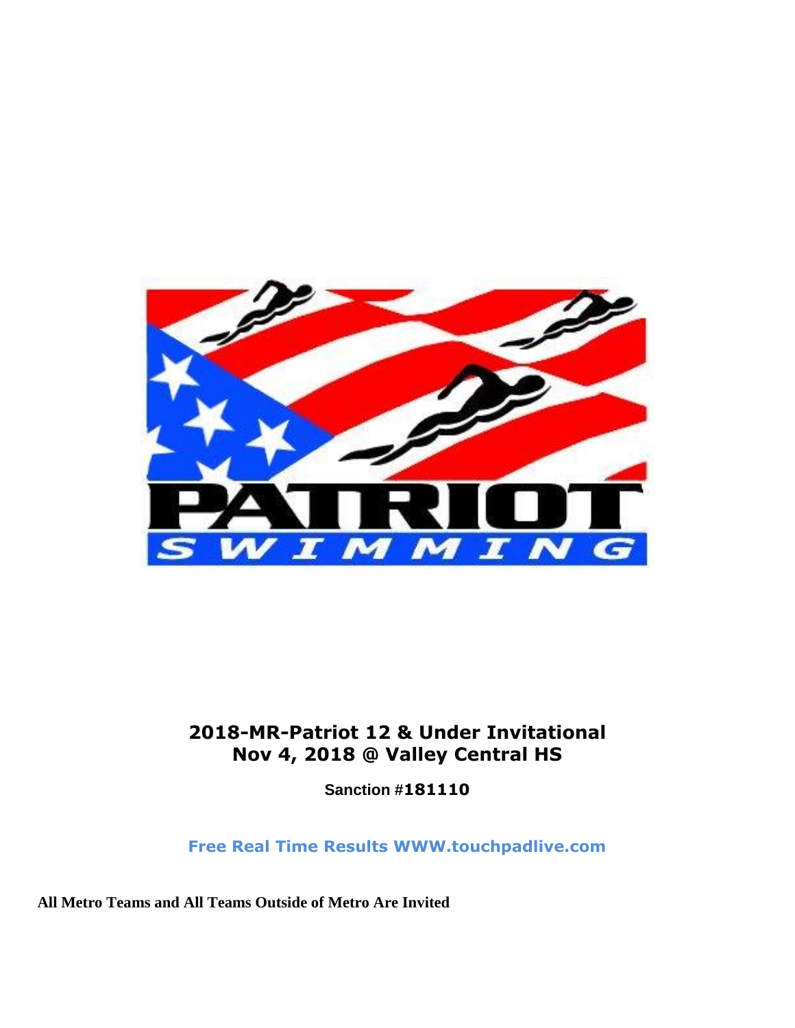# 2018-MR-Patriot 12 & Under Invitational
# Nov 4, 2018 @ Valley Central HS

**Sanction #181110**

**Free Real Time Results WWW.touchpadlive.com**

**All Metro Teams and All Teams Outside of Metro Are Invited**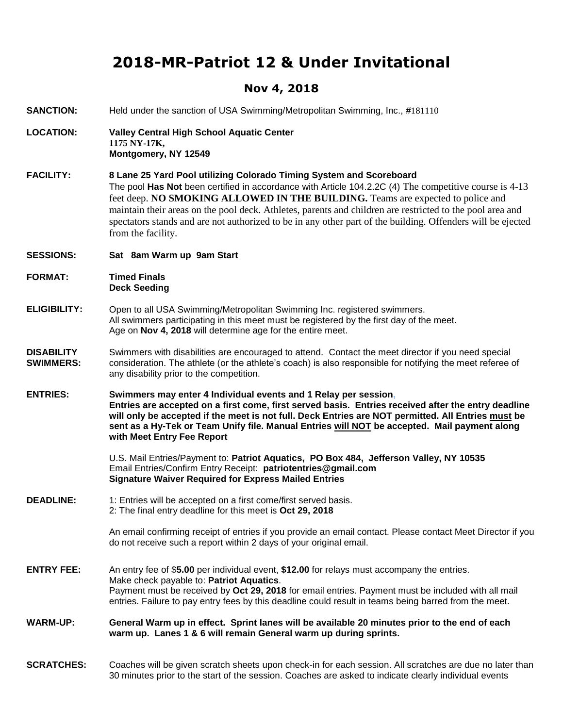# 2018-MR-Patriot 12 & Under Invitational

## Nov 4, 2018

**SANCTION:** Held under the sanction of USA Swimming/Metropolitan Swimming, Inc., #181110

**LOCATION:** **Valley Central High School Aquatic Center**
**1175 NY-17K,**
**Montgomery, NY 12549**

**FACILITY:** **8 Lane 25 Yard Pool utilizing Colorado Timing System and Scoreboard**
The pool **Has Not** been certified in accordance with Article 104.2.2C (4) The competitive course is 4-13 feet deep. **NO SMOKING ALLOWED IN THE BUILDING.** Teams are expected to police and maintain their areas on the pool deck. Athletes, parents and children are restricted to the pool area and spectators stands and are not authorized to be in any other part of the building. Offenders will be ejected from the facility.

**SESSIONS:** **Sat 8am Warm up 9am Start**

**FORMAT:** **Timed Finals**
**Deck Seeding**

**ELIGIBILITY:** Open to all USA Swimming/Metropolitan Swimming Inc. registered swimmers. All swimmers participating in this meet must be registered by the first day of the meet. Age on **Nov 4, 2018** will determine age for the entire meet.

**DISABILITY SWIMMERS:** Swimmers with disabilities are encouraged to attend. Contact the meet director if you need special consideration. The athlete (or the athlete's coach) is also responsible for notifying the meet referee of any disability prior to the competition.

**ENTRIES:** **Swimmers may enter 4 Individual events and 1 Relay per session, Entries are accepted on a first come, first served basis. Entries received after the entry deadline will only be accepted if the meet is not full. Deck Entries are NOT permitted. All Entries must be sent as a Hy-Tek or Team Unify file. Manual Entries will NOT be accepted. Mail payment along with Meet Entry Fee Report**

U.S. Mail Entries/Payment to: **Patriot Aquatics, PO Box 484, Jefferson Valley, NY 10535**
Email Entries/Confirm Entry Receipt: **patriotentries@gmail.com**
**Signature Waiver Required for Express Mailed Entries**

**DEADLINE:** 1: Entries will be accepted on a first come/first served basis.
2: The final entry deadline for this meet is **Oct 29, 2018**

An email confirming receipt of entries if you provide an email contact. Please contact Meet Director if you do not receive such a report within 2 days of your original email.

**ENTRY FEE:** An entry fee of $**5.00** per individual event, **$12.00** for relays must accompany the entries.
Make check payable to: **Patriot Aquatics**.
Payment must be received by **Oct 29, 2018** for email entries. Payment must be included with all mail entries. Failure to pay entry fees by this deadline could result in teams being barred from the meet.

**WARM-UP:** **General Warm up in effect. Sprint lanes will be available 20 minutes prior to the end of each warm up. Lanes 1 & 6 will remain General warm up during sprints.**

**SCRATCHES:** Coaches will be given scratch sheets upon check-in for each session. All scratches are due no later than 30 minutes prior to the start of the session. Coaches are asked to indicate clearly individual events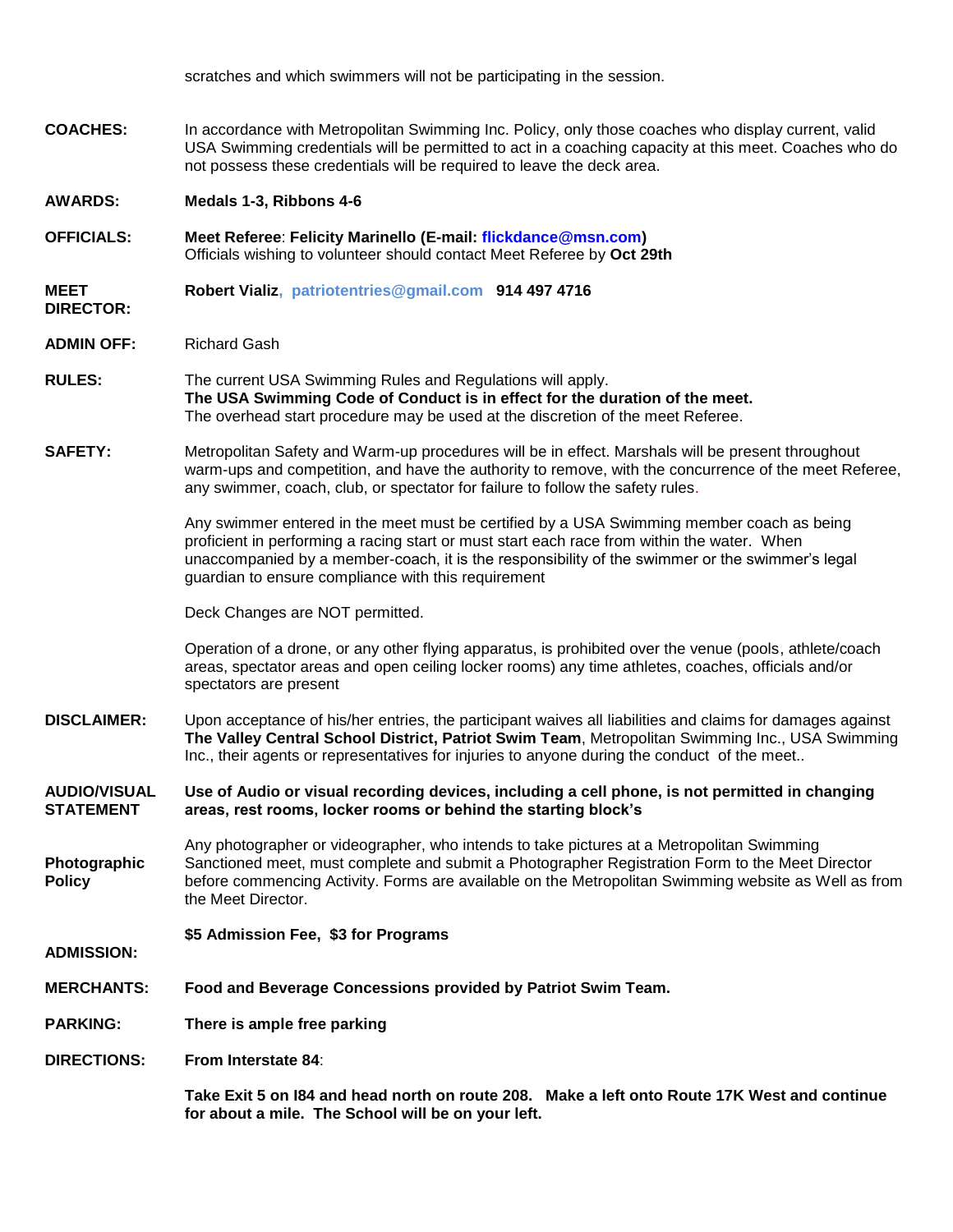scratches and which swimmers will not be participating in the session.

**COACHES:** In accordance with Metropolitan Swimming Inc. Policy, only those coaches who display current, valid USA Swimming credentials will be permitted to act in a coaching capacity at this meet. Coaches who do not possess these credentials will be required to leave the deck area.

**AWARDS:** **Medals 1-3, Ribbons 4-6**

**OFFICIALS:** **Meet Referee**: **Felicity Marinello (E-mail: flickdance@msn.com)**
Officials wishing to volunteer should contact Meet Referee by **Oct 29th**

**MEET DIRECTOR:** **Robert Vializ, patriotentries@gmail.com 914 497 4716**

**ADMIN OFF:** Richard Gash

**RULES:** The current USA Swimming Rules and Regulations will apply.
**The USA Swimming Code of Conduct is in effect for the duration of the meet.**
The overhead start procedure may be used at the discretion of the meet Referee.

**SAFETY:** Metropolitan Safety and Warm-up procedures will be in effect. Marshals will be present throughout warm-ups and competition, and have the authority to remove, with the concurrence of the meet Referee, any swimmer, coach, club, or spectator for failure to follow the safety rules.

Any swimmer entered in the meet must be certified by a USA Swimming member coach as being proficient in performing a racing start or must start each race from within the water. When unaccompanied by a member-coach, it is the responsibility of the swimmer or the swimmer's legal guardian to ensure compliance with this requirement

Deck Changes are NOT permitted.

Operation of a drone, or any other flying apparatus, is prohibited over the venue (pools, athlete/coach areas, spectator areas and open ceiling locker rooms) any time athletes, coaches, officials and/or spectators are present

**DISCLAIMER:** Upon acceptance of his/her entries, the participant waives all liabilities and claims for damages against **The Valley Central School District, Patriot Swim Team**, Metropolitan Swimming Inc., USA Swimming Inc., their agents or representatives for injuries to anyone during the conduct of the meet..

**AUDIO/VISUAL STATEMENT** **Use of Audio or visual recording devices, including a cell phone, is not permitted in changing areas, rest rooms, locker rooms or behind the starting block's**

**Photographic Policy** Any photographer or videographer, who intends to take pictures at a Metropolitan Swimming Sanctioned meet, must complete and submit a Photographer Registration Form to the Meet Director before commencing Activity. Forms are available on the Metropolitan Swimming website as Well as from the Meet Director.

**ADMISSION:** **$5 Admission Fee, $3 for Programs**

**MERCHANTS:** **Food and Beverage Concessions provided by Patriot Swim Team.**

**PARKING:** **There is ample free parking**

**DIRECTIONS:** **From Interstate 84**:

**Take Exit 5 on I84 and head north on route 208. Make a left onto Route 17K West and continue for about a mile. The School will be on your left.**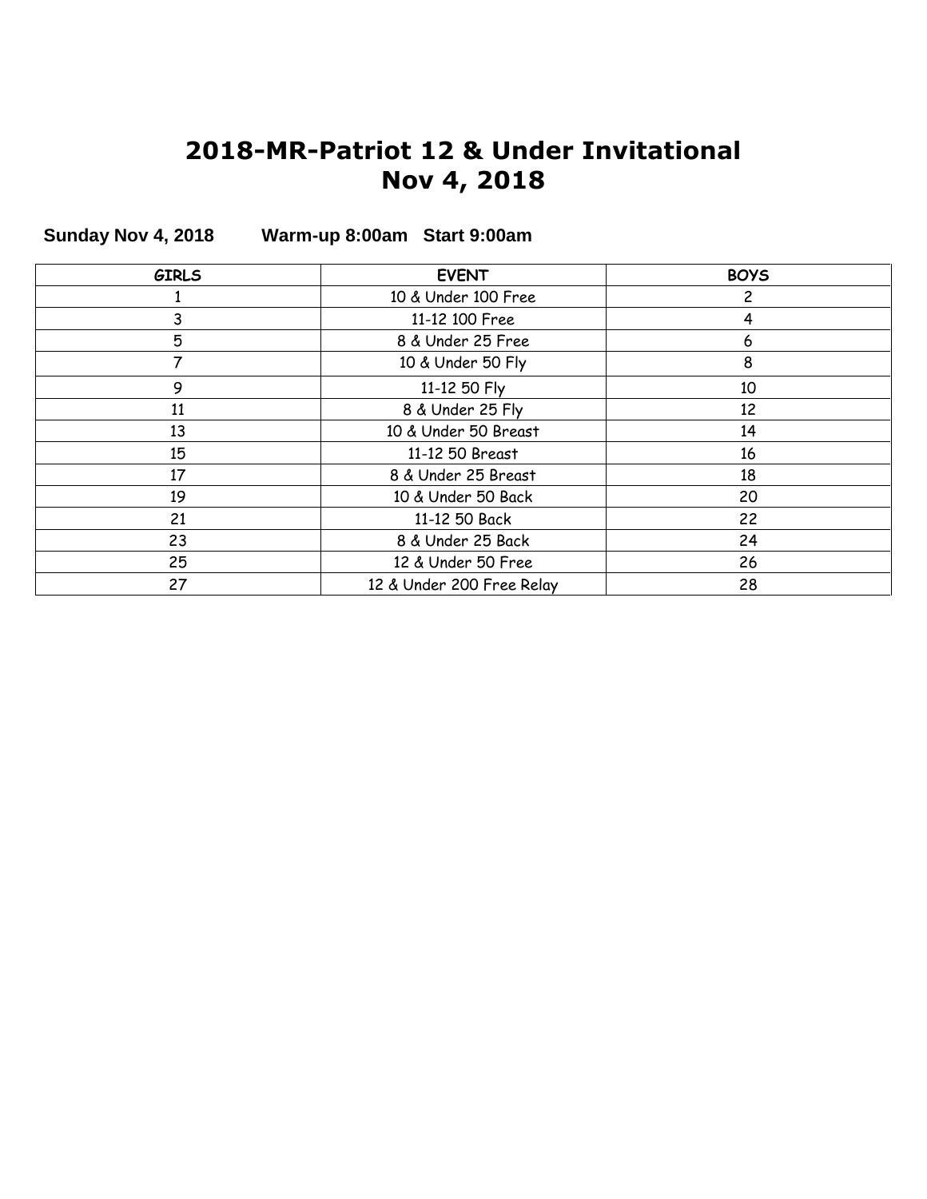# 2018-MR-Patriot 12 & Under Invitational
# Nov 4, 2018

**Sunday Nov 4, 2018 Warm-up 8:00am Start 9:00am**

| GIRLS | EVENT | BOYS |
|---|---|---|
| 1 | 10 & Under 100 Free | 2 |
| 3 | 11-12 100 Free | 4 |
| 5 | 8 & Under 25 Free | 6 |
| 7 | 10 & Under 50 Fly | 8 |
| 9 | 11-12 50 Fly | 10 |
| 11 | 8 & Under 25 Fly | 12 |
| 13 | 10 & Under 50 Breast | 14 |
| 15 | 11-12 50 Breast | 16 |
| 17 | 8 & Under 25 Breast | 18 |
| 19 | 10 & Under 50 Back | 20 |
| 21 | 11-12 50 Back | 22 |
| 23 | 8 & Under 25 Back | 24 |
| 25 | 12 & Under 50 Free | 26 |
| 27 | 12 & Under 200 Free Relay | 28 |